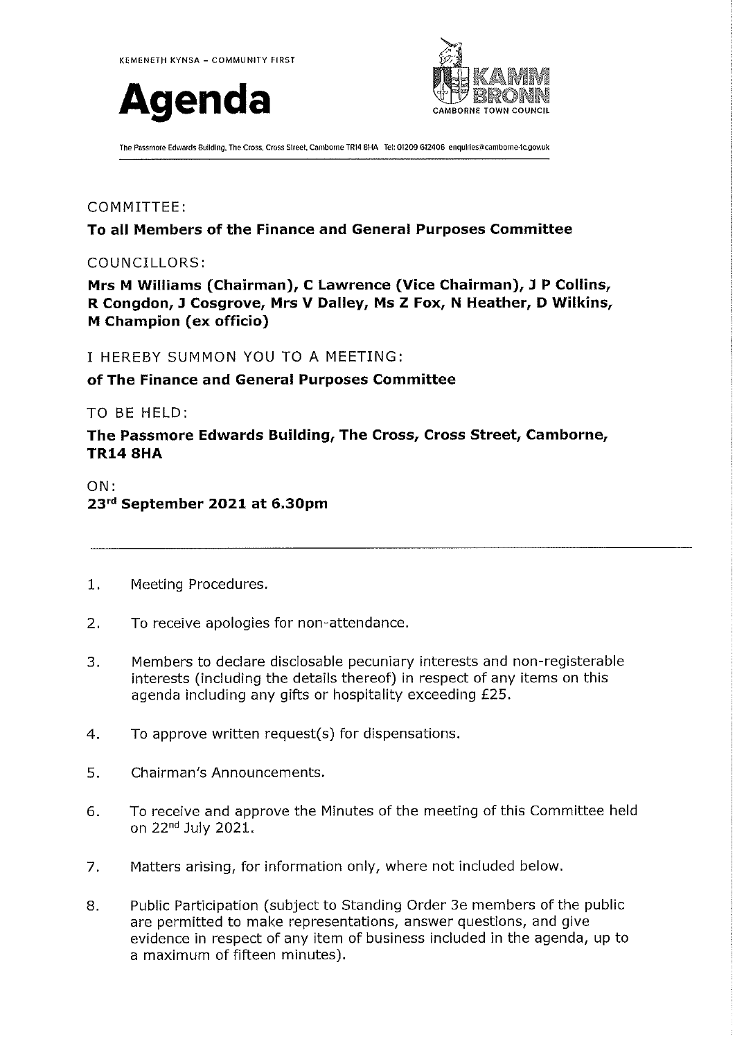KEMENETH KYNSA – COMMUNITY FIRST

# Agenda

KAMM BRONN
CAMBORNE TOWN COUNCIL

The Passmore Edwards Building, The Cross, Cross Street, Camborne TR14 8HA Tel: 01209 612406 enquiries@camborne-tc.gov.uk

COMMITTEE:

**To all Members of the Finance and General Purposes Committee**

COUNCILLORS:

**Mrs M Williams (Chairman), C Lawrence (Vice Chairman), J P Collins, R Congdon, J Cosgrove, Mrs V Dalley, Ms Z Fox, N Heather, D Wilkins, M Champion (ex officio)**

I HEREBY SUMMON YOU TO A MEETING:

**of The Finance and General Purposes Committee**

TO BE HELD:

**The Passmore Edwards Building, The Cross, Cross Street, Camborne, TR14 8HA**

ON:

**23rd September 2021 at 6.30pm**

---

1. Meeting Procedures.

2. To receive apologies for non-attendance.

3. Members to declare disclosable pecuniary interests and non-registerable interests (including the details thereof) in respect of any items on this agenda including any gifts or hospitality exceeding £25.

4. To approve written request(s) for dispensations.

5. Chairman's Announcements.

6. To receive and approve the Minutes of the meeting of this Committee held on 22nd July 2021.

7. Matters arising, for information only, where not included below.

8. Public Participation (subject to Standing Order 3e members of the public are permitted to make representations, answer questions, and give evidence in respect of any item of business included in the agenda, up to a maximum of fifteen minutes).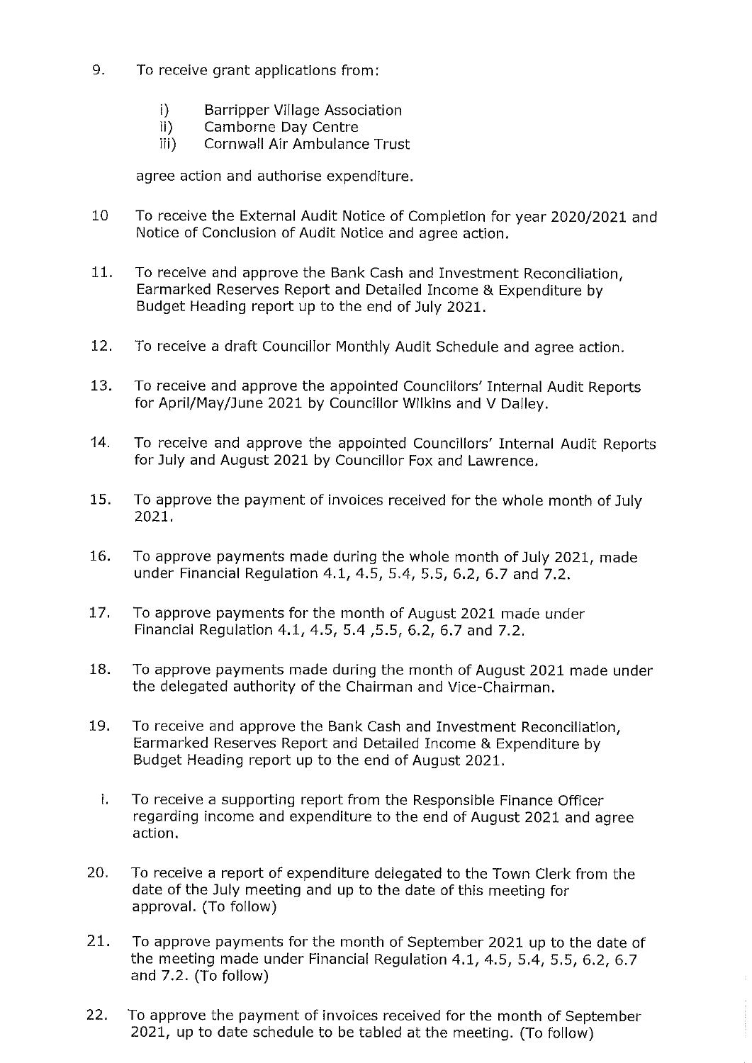9. To receive grant applications from:

   i) Barripper Village Association
   ii) Camborne Day Centre
   iii) Cornwall Air Ambulance Trust

   agree action and authorise expenditure.

10 To receive the External Audit Notice of Completion for year 2020/2021 and Notice of Conclusion of Audit Notice and agree action.

11. To receive and approve the Bank Cash and Investment Reconciliation, Earmarked Reserves Report and Detailed Income & Expenditure by Budget Heading report up to the end of July 2021.

12. To receive a draft Councillor Monthly Audit Schedule and agree action.

13. To receive and approve the appointed Councillors' Internal Audit Reports for April/May/June 2021 by Councillor Wilkins and V Dalley.

14. To receive and approve the appointed Councillors' Internal Audit Reports for July and August 2021 by Councillor Fox and Lawrence.

15. To approve the payment of invoices received for the whole month of July 2021.

16. To approve payments made during the whole month of July 2021, made under Financial Regulation 4.1, 4.5, 5.4, 5.5, 6.2, 6.7 and 7.2.

17. To approve payments for the month of August 2021 made under Financial Regulation 4.1, 4.5, 5.4 ,5.5, 6.2, 6.7 and 7.2.

18. To approve payments made during the month of August 2021 made under the delegated authority of the Chairman and Vice-Chairman.

19. To receive and approve the Bank Cash and Investment Reconciliation, Earmarked Reserves Report and Detailed Income & Expenditure by Budget Heading report up to the end of August 2021.

    i. To receive a supporting report from the Responsible Finance Officer regarding income and expenditure to the end of August 2021 and agree action.

20. To receive a report of expenditure delegated to the Town Clerk from the date of the July meeting and up to the date of this meeting for approval. (To follow)

21. To approve payments for the month of September 2021 up to the date of the meeting made under Financial Regulation 4.1, 4.5, 5.4, 5.5, 6.2, 6.7 and 7.2. (To follow)

22. To approve the payment of invoices received for the month of September 2021, up to date schedule to be tabled at the meeting. (To follow)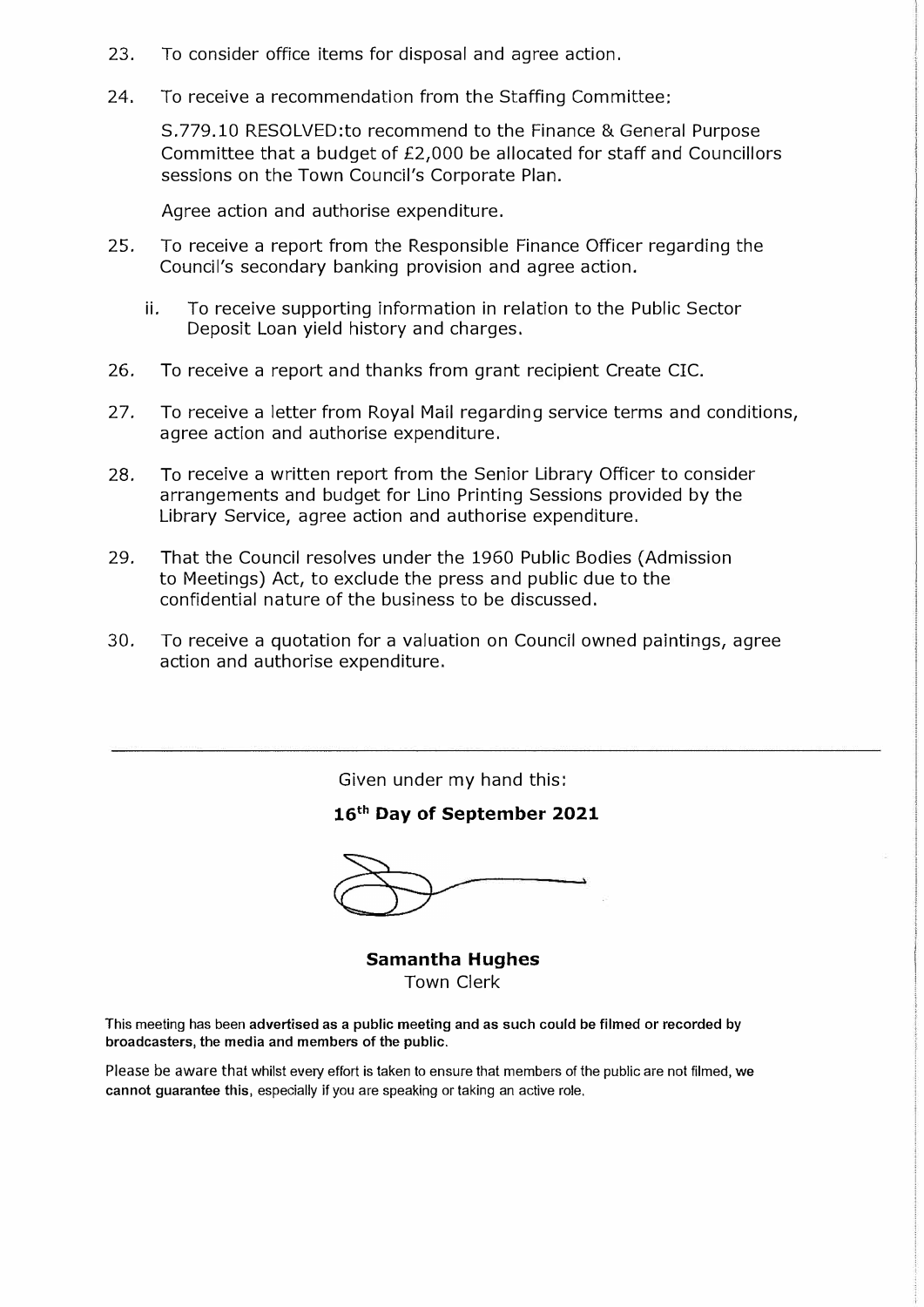23. To consider office items for disposal and agree action.

24. To receive a recommendation from the Staffing Committee:

    S.779.10 RESOLVED:to recommend to the Finance & General Purpose Committee that a budget of £2,000 be allocated for staff and Councillors sessions on the Town Council's Corporate Plan.

    Agree action and authorise expenditure.

25. To receive a report from the Responsible Finance Officer regarding the Council's secondary banking provision and agree action.

    ii. To receive supporting information in relation to the Public Sector Deposit Loan yield history and charges.

26. To receive a report and thanks from grant recipient Create CIC.

27. To receive a letter from Royal Mail regarding service terms and conditions, agree action and authorise expenditure.

28. To receive a written report from the Senior Library Officer to consider arrangements and budget for Lino Printing Sessions provided by the Library Service, agree action and authorise expenditure.

29. That the Council resolves under the 1960 Public Bodies (Admission to Meetings) Act, to exclude the press and public due to the confidential nature of the business to be discussed.

30. To receive a quotation for a valuation on Council owned paintings, agree action and authorise expenditure.

---

Given under my hand this:

**16th Day of September 2021**

**Samantha Hughes**
Town Clerk

This meeting has been **advertised as a public meeting and as such could be filmed or recorded by broadcasters, the media and members of the public.**

Please be aware that whilst every effort is taken to ensure that members of the public are not filmed, **we cannot guarantee this**, especially if you are speaking or taking an active role.